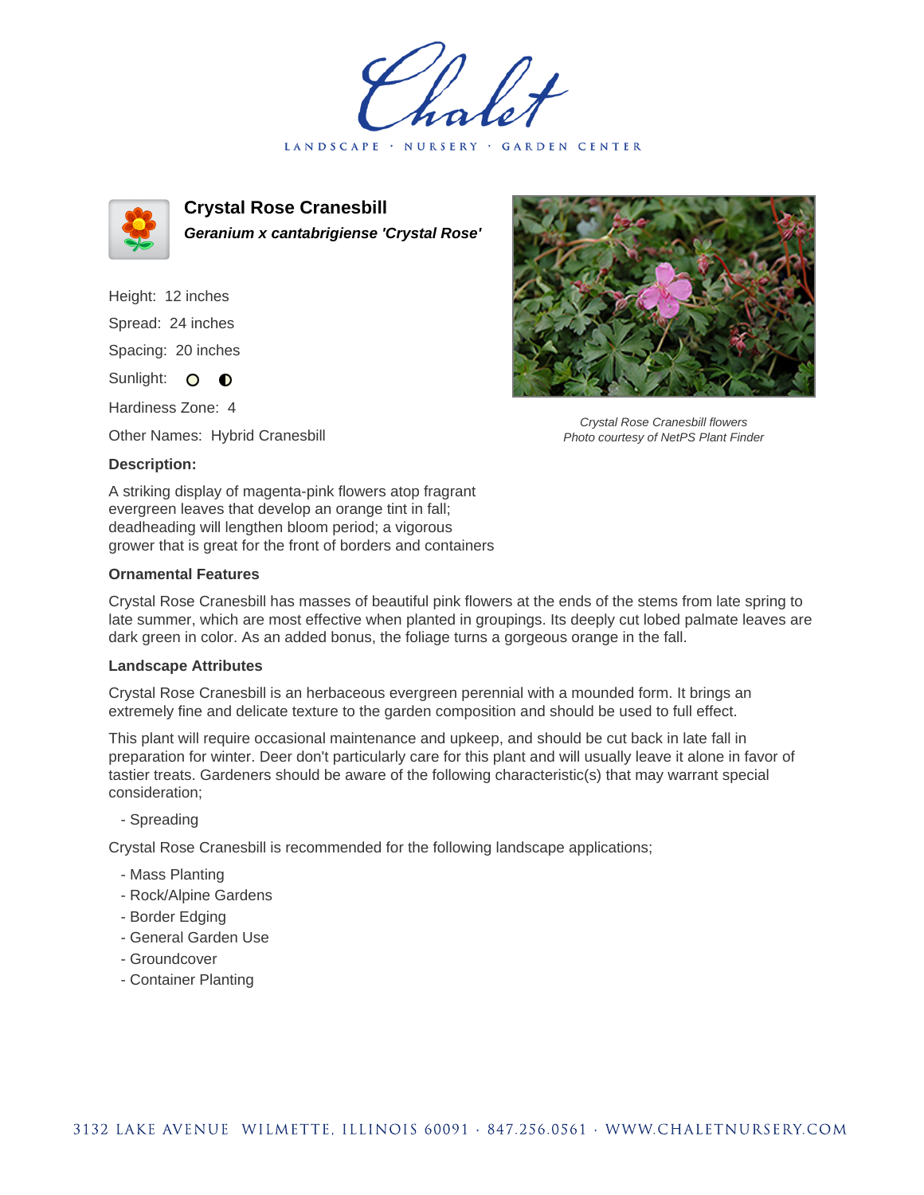# Crystal Rose Cranesbill

***Geranium x cantabrigiense 'Crystal Rose'***

Height: 12 inches

Spread: 24 inches

Spacing: 20 inches

Sunlight: ○ ◐

Hardiness Zone: 4

Other Names: Hybrid Cranesbill

**Description:**

A striking display of magenta-pink flowers atop fragrant evergreen leaves that develop an orange tint in fall; deadheading will lengthen bloom period; a vigorous grower that is great for the front of borders and containers

*Crystal Rose Cranesbill flowers*
*Photo courtesy of NetPS Plant Finder*

### Ornamental Features

Crystal Rose Cranesbill has masses of beautiful pink flowers at the ends of the stems from late spring to late summer, which are most effective when planted in groupings. Its deeply cut lobed palmate leaves are dark green in color. As an added bonus, the foliage turns a gorgeous orange in the fall.

### Landscape Attributes

Crystal Rose Cranesbill is an herbaceous evergreen perennial with a mounded form. It brings an extremely fine and delicate texture to the garden composition and should be used to full effect.

This plant will require occasional maintenance and upkeep, and should be cut back in late fall in preparation for winter. Deer don't particularly care for this plant and will usually leave it alone in favor of tastier treats. Gardeners should be aware of the following characteristic(s) that may warrant special consideration;

- Spreading

Crystal Rose Cranesbill is recommended for the following landscape applications;

- Mass Planting
- Rock/Alpine Gardens
- Border Edging
- General Garden Use
- Groundcover
- Container Planting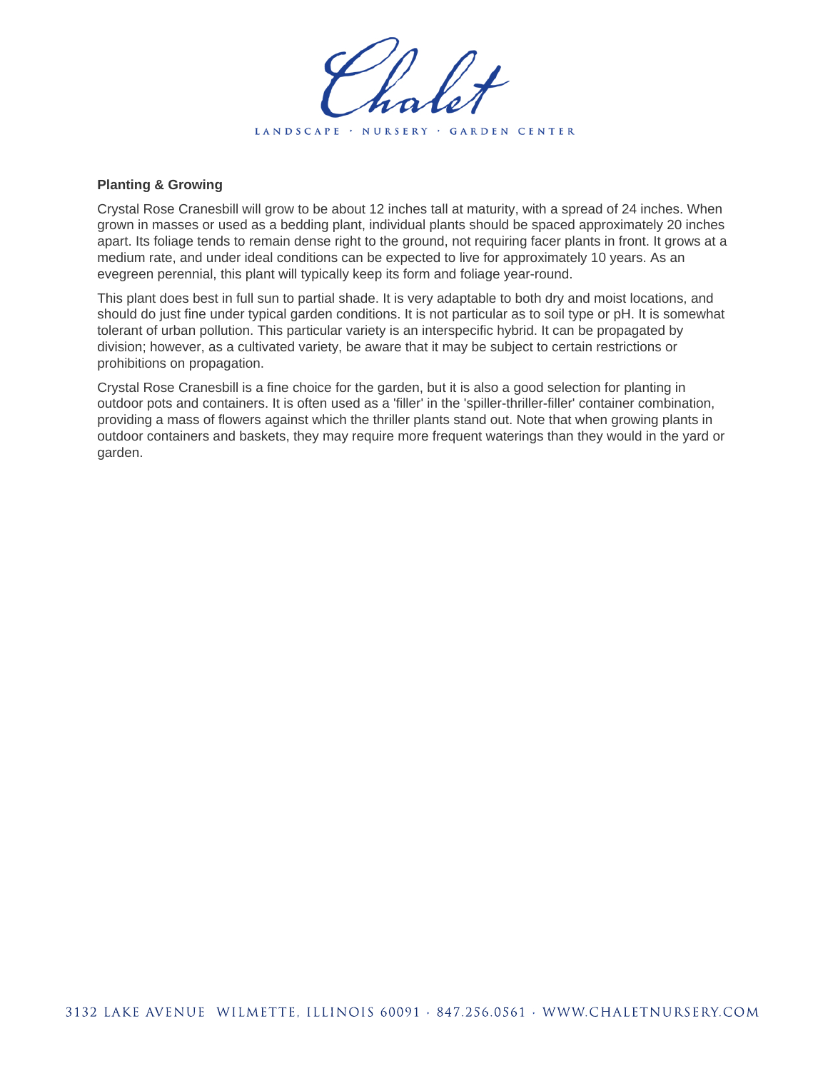**Planting & Growing**

Crystal Rose Cranesbill will grow to be about 12 inches tall at maturity, with a spread of 24 inches. When grown in masses or used as a bedding plant, individual plants should be spaced approximately 20 inches apart. Its foliage tends to remain dense right to the ground, not requiring facer plants in front. It grows at a medium rate, and under ideal conditions can be expected to live for approximately 10 years. As an evegreen perennial, this plant will typically keep its form and foliage year-round.

This plant does best in full sun to partial shade. It is very adaptable to both dry and moist locations, and should do just fine under typical garden conditions. It is not particular as to soil type or pH. It is somewhat tolerant of urban pollution. This particular variety is an interspecific hybrid. It can be propagated by division; however, as a cultivated variety, be aware that it may be subject to certain restrictions or prohibitions on propagation.

Crystal Rose Cranesbill is a fine choice for the garden, but it is also a good selection for planting in outdoor pots and containers. It is often used as a 'filler' in the 'spiller-thriller-filler' container combination, providing a mass of flowers against which the thriller plants stand out. Note that when growing plants in outdoor containers and baskets, they may require more frequent waterings than they would in the yard or garden.